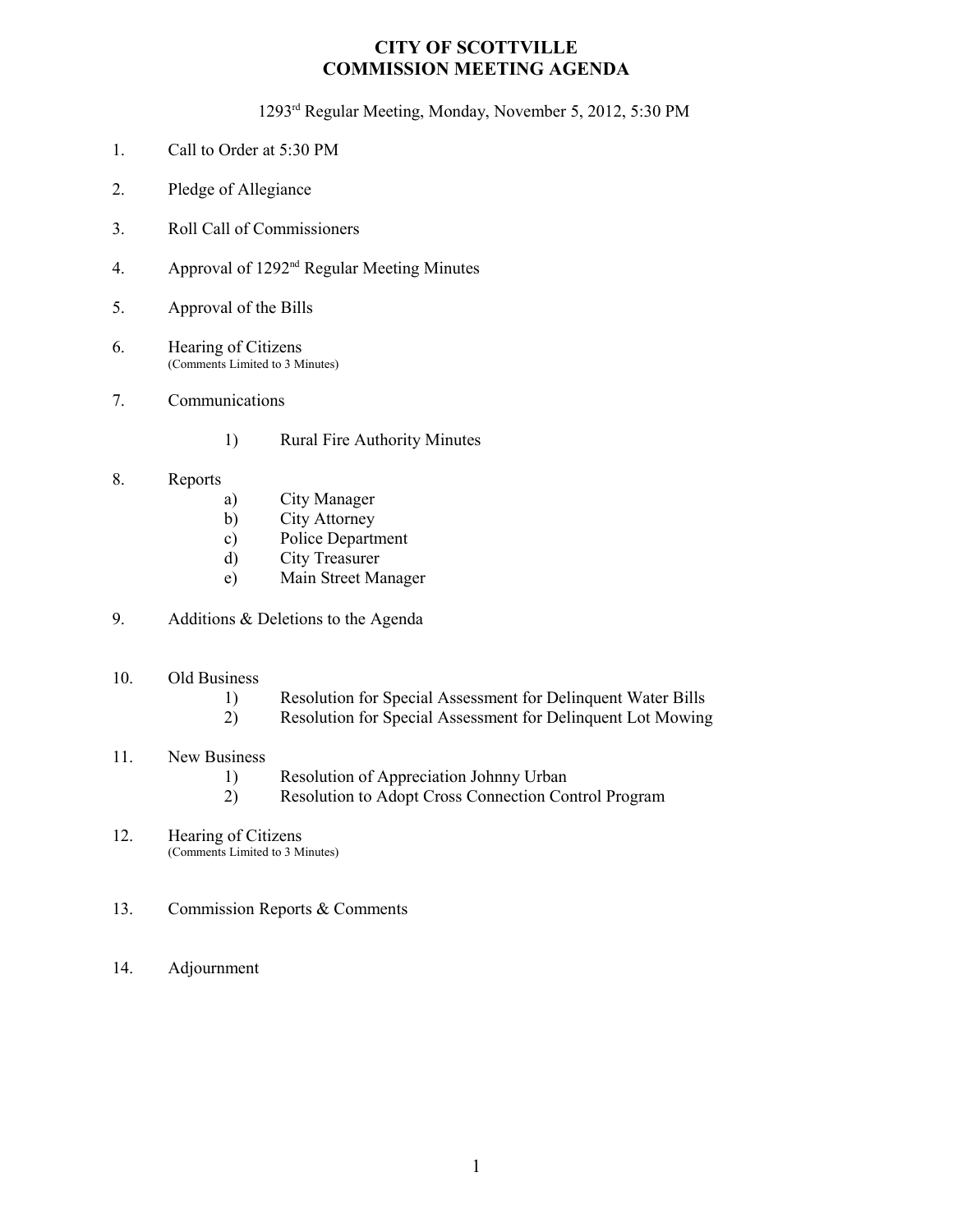# CITY OF SCOTTVILLE
# COMMISSION MEETING AGENDA

1293rd Regular Meeting, Monday, November 5, 2012, 5:30 PM

1. Call to Order at 5:30 PM

2. Pledge of Allegiance

3. Roll Call of Commissioners

4. Approval of 1292nd Regular Meeting Minutes

5. Approval of the Bills

6. Hearing of Citizens
   (Comments Limited to 3 Minutes)

7. Communications

   1) Rural Fire Authority Minutes

8. Reports
   a) City Manager
   b) City Attorney
   c) Police Department
   d) City Treasurer
   e) Main Street Manager

9. Additions & Deletions to the Agenda

10. Old Business
    1) Resolution for Special Assessment for Delinquent Water Bills
    2) Resolution for Special Assessment for Delinquent Lot Mowing

11. New Business
    1) Resolution of Appreciation Johnny Urban
    2) Resolution to Adopt Cross Connection Control Program

12. Hearing of Citizens
    (Comments Limited to 3 Minutes)

13. Commission Reports & Comments

14. Adjournment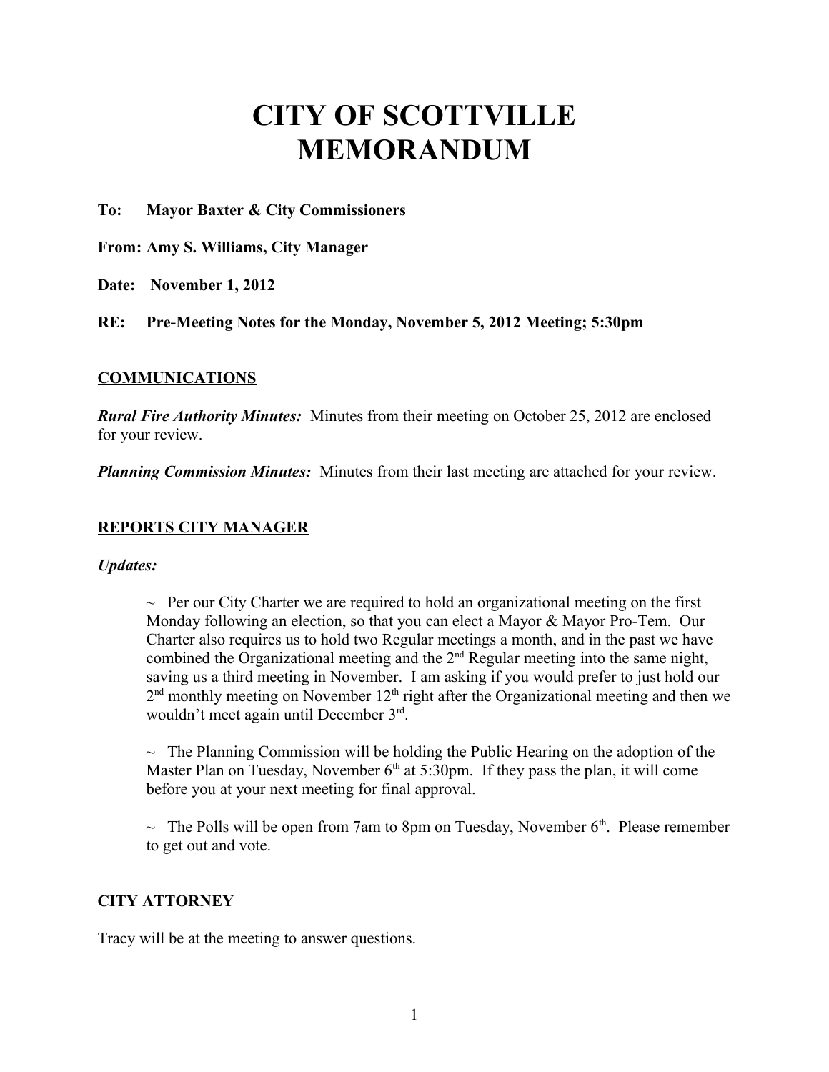# CITY OF SCOTTVILLE MEMORANDUM

**To: Mayor Baxter & City Commissioners**

**From: Amy S. Williams, City Manager**

**Date: November 1, 2012**

**RE: Pre-Meeting Notes for the Monday, November 5, 2012 Meeting; 5:30pm**

## COMMUNICATIONS

***Rural Fire Authority Minutes:*** Minutes from their meeting on October 25, 2012 are enclosed for your review.

***Planning Commission Minutes:*** Minutes from their last meeting are attached for your review.

## REPORTS CITY MANAGER

***Updates:***

~ Per our City Charter we are required to hold an organizational meeting on the first Monday following an election, so that you can elect a Mayor & Mayor Pro-Tem. Our Charter also requires us to hold two Regular meetings a month, and in the past we have combined the Organizational meeting and the 2nd Regular meeting into the same night, saving us a third meeting in November. I am asking if you would prefer to just hold our 2nd monthly meeting on November 12th right after the Organizational meeting and then we wouldn't meet again until December 3rd.

~ The Planning Commission will be holding the Public Hearing on the adoption of the Master Plan on Tuesday, November 6th at 5:30pm. If they pass the plan, it will come before you at your next meeting for final approval.

~ The Polls will be open from 7am to 8pm on Tuesday, November 6th. Please remember to get out and vote.

## CITY ATTORNEY

Tracy will be at the meeting to answer questions.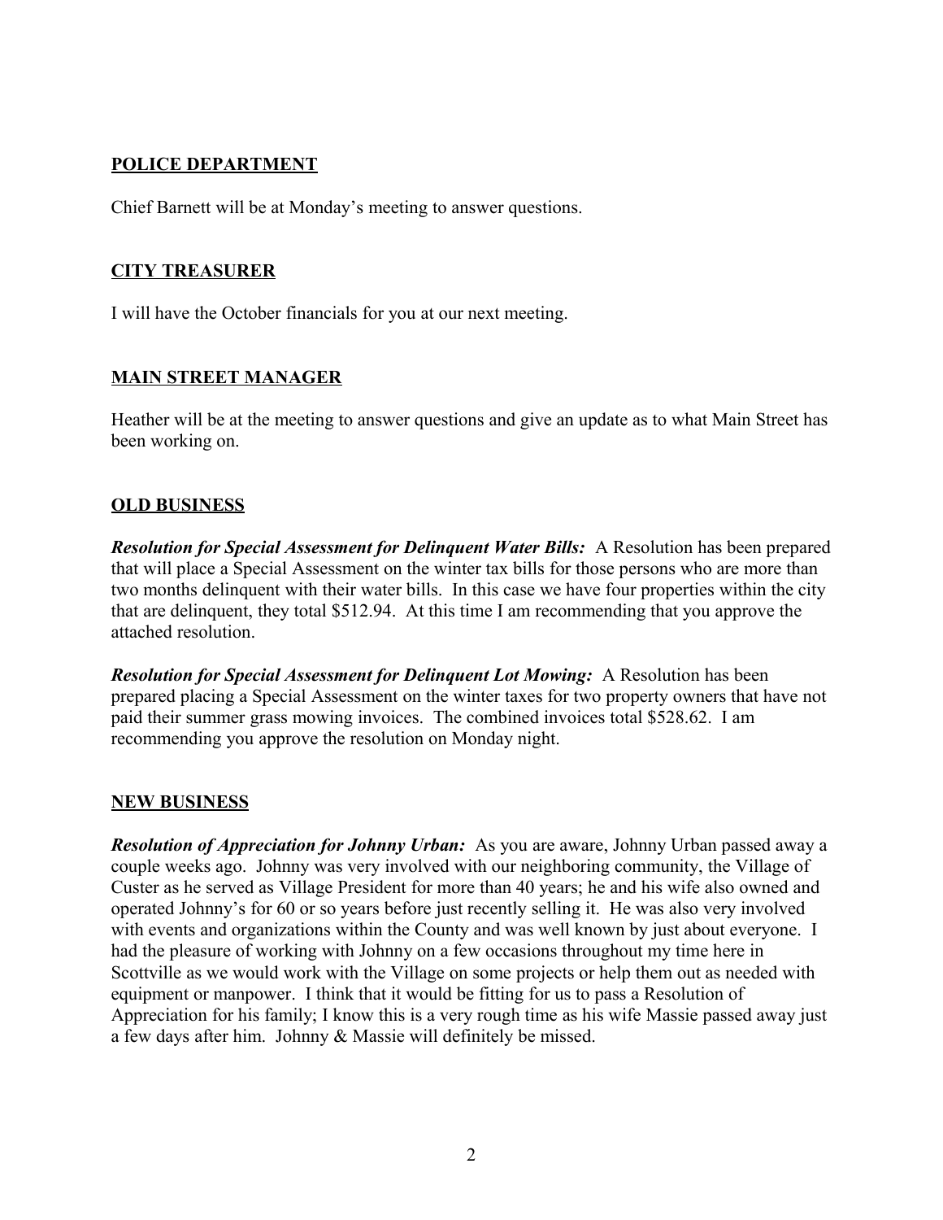## POLICE DEPARTMENT

Chief Barnett will be at Monday's meeting to answer questions.

## CITY TREASURER

I will have the October financials for you at our next meeting.

## MAIN STREET MANAGER

Heather will be at the meeting to answer questions and give an update as to what Main Street has been working on.

## OLD BUSINESS

***Resolution for Special Assessment for Delinquent Water Bills:*** A Resolution has been prepared that will place a Special Assessment on the winter tax bills for those persons who are more than two months delinquent with their water bills. In this case we have four properties within the city that are delinquent, they total $512.94. At this time I am recommending that you approve the attached resolution.

***Resolution for Special Assessment for Delinquent Lot Mowing:*** A Resolution has been prepared placing a Special Assessment on the winter taxes for two property owners that have not paid their summer grass mowing invoices. The combined invoices total $528.62. I am recommending you approve the resolution on Monday night.

## NEW BUSINESS

***Resolution of Appreciation for Johnny Urban:*** As you are aware, Johnny Urban passed away a couple weeks ago. Johnny was very involved with our neighboring community, the Village of Custer as he served as Village President for more than 40 years; he and his wife also owned and operated Johnny's for 60 or so years before just recently selling it. He was also very involved with events and organizations within the County and was well known by just about everyone. I had the pleasure of working with Johnny on a few occasions throughout my time here in Scottville as we would work with the Village on some projects or help them out as needed with equipment or manpower. I think that it would be fitting for us to pass a Resolution of Appreciation for his family; I know this is a very rough time as his wife Massie passed away just a few days after him. Johnny & Massie will definitely be missed.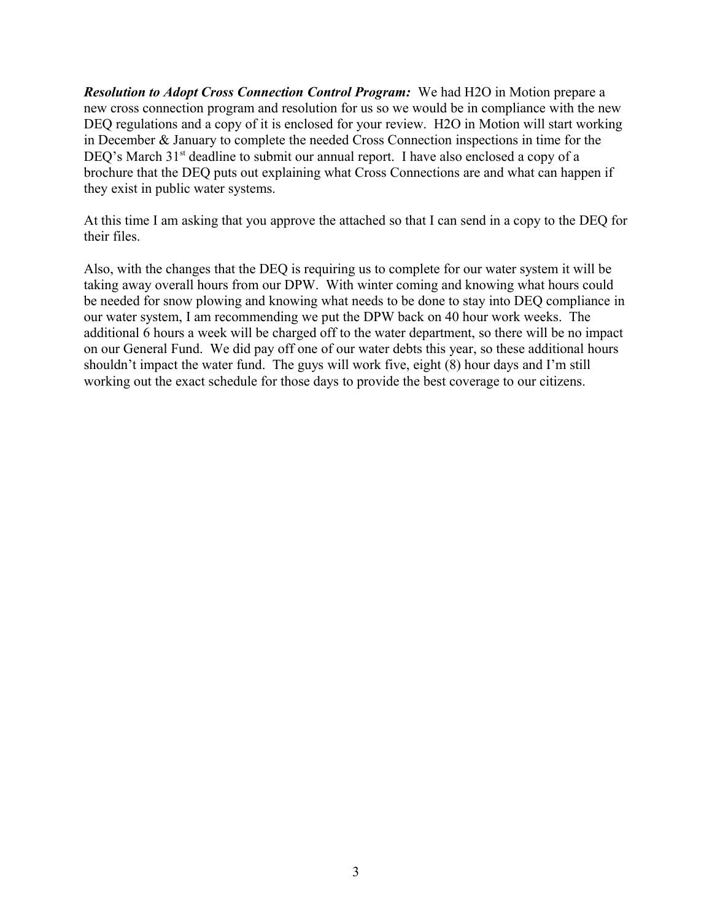***Resolution to Adopt Cross Connection Control Program:*** We had H2O in Motion prepare a new cross connection program and resolution for us so we would be in compliance with the new DEQ regulations and a copy of it is enclosed for your review. H2O in Motion will start working in December & January to complete the needed Cross Connection inspections in time for the DEQ's March 31st deadline to submit our annual report. I have also enclosed a copy of a brochure that the DEQ puts out explaining what Cross Connections are and what can happen if they exist in public water systems.

At this time I am asking that you approve the attached so that I can send in a copy to the DEQ for their files.

Also, with the changes that the DEQ is requiring us to complete for our water system it will be taking away overall hours from our DPW. With winter coming and knowing what hours could be needed for snow plowing and knowing what needs to be done to stay into DEQ compliance in our water system, I am recommending we put the DPW back on 40 hour work weeks. The additional 6 hours a week will be charged off to the water department, so there will be no impact on our General Fund. We did pay off one of our water debts this year, so these additional hours shouldn't impact the water fund. The guys will work five, eight (8) hour days and I'm still working out the exact schedule for those days to provide the best coverage to our citizens.